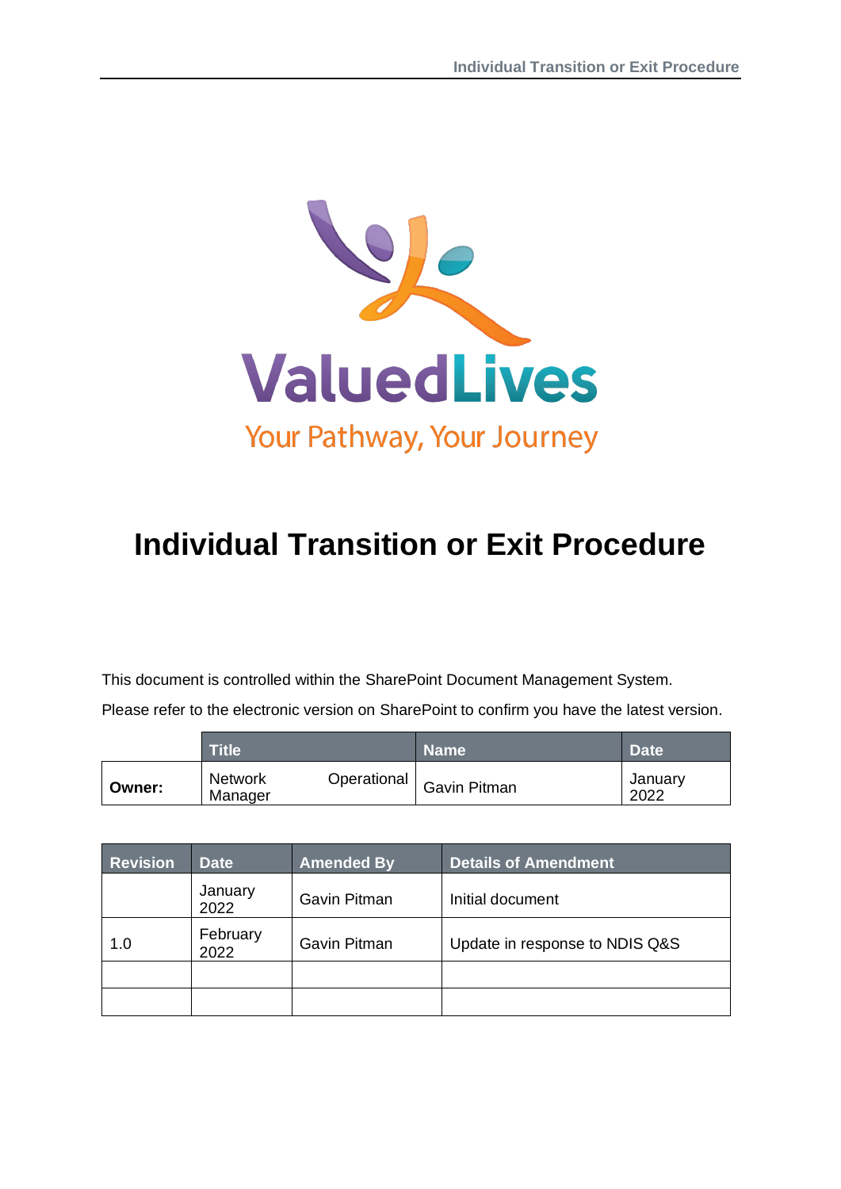ValuedLives

Your Pathway, Your Journey

# Individual Transition or Exit Procedure

This document is controlled within the SharePoint Document Management System.

Please refer to the electronic version on SharePoint to confirm you have the latest version.

| | Title | Name | Date |
|---|---|---|---|
| **Owner:** | Network Operational Manager | Gavin Pitman | January 2022 |

| Revision | Date | Amended By | Details of Amendment |
|---|---|---|---|
| | January 2022 | Gavin Pitman | Initial document |
| 1.0 | February 2022 | Gavin Pitman | Update in response to NDIS Q&S |
| | | | |
| | | | |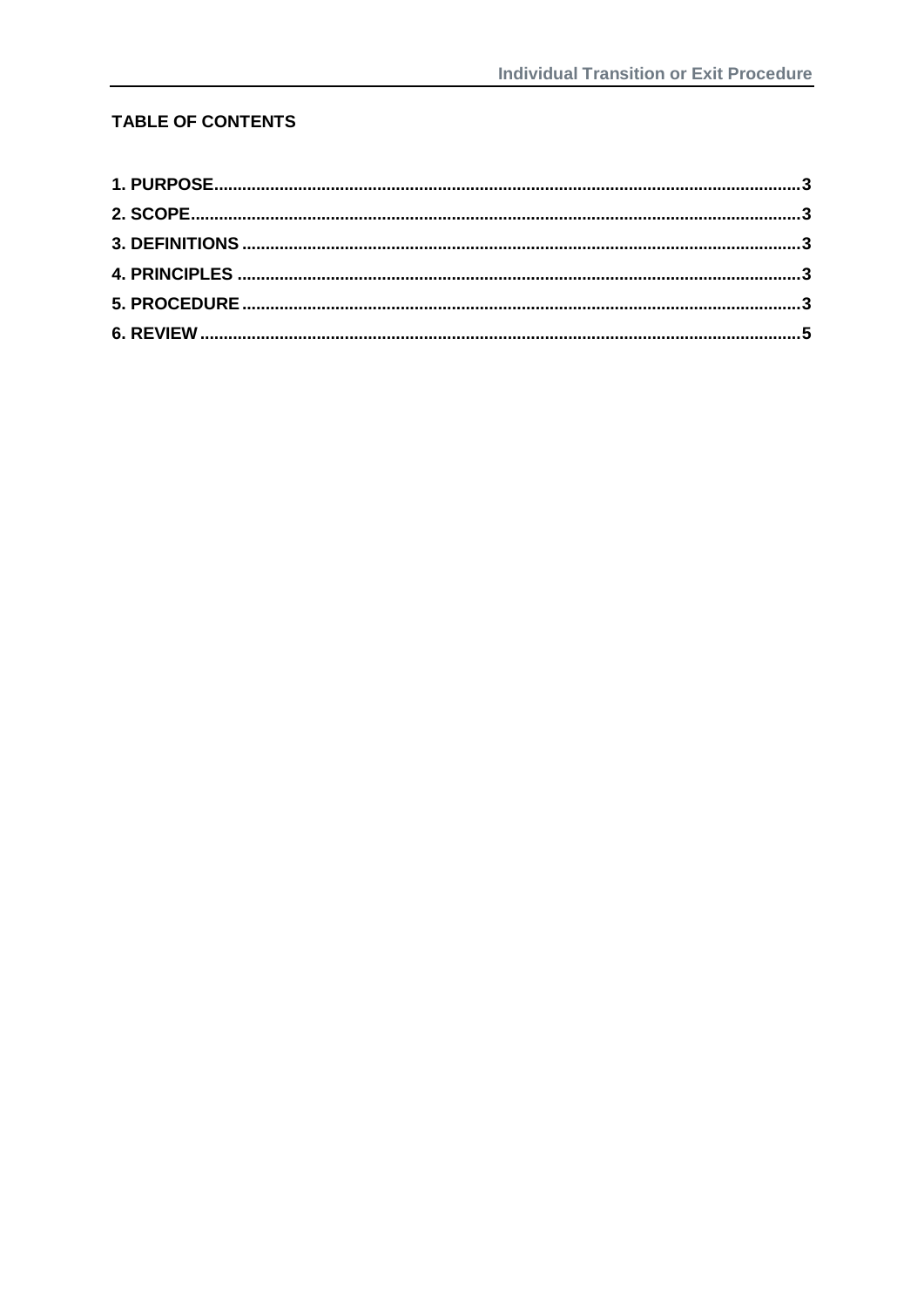**TABLE OF CONTENTS**

1. PURPOSE....3
2. SCOPE....3
3. DEFINITIONS....3
4. PRINCIPLES....3
5. PROCEDURE....3
6. REVIEW....5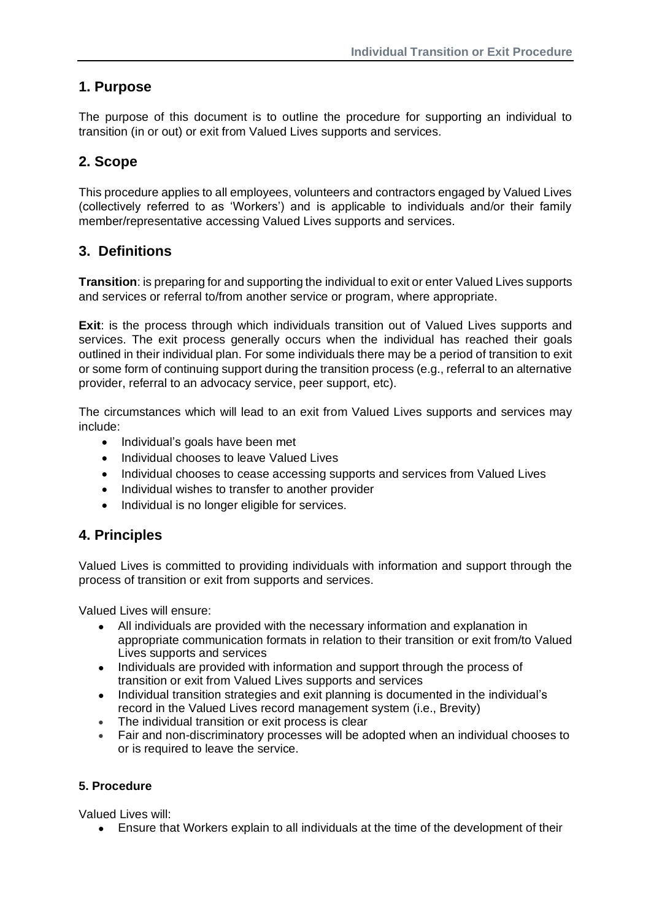## 1. Purpose

The purpose of this document is to outline the procedure for supporting an individual to transition (in or out) or exit from Valued Lives supports and services.

## 2. Scope

This procedure applies to all employees, volunteers and contractors engaged by Valued Lives (collectively referred to as 'Workers') and is applicable to individuals and/or their family member/representative accessing Valued Lives supports and services.

## 3. Definitions

**Transition**: is preparing for and supporting the individual to exit or enter Valued Lives supports and services or referral to/from another service or program, where appropriate.

**Exit**: is the process through which individuals transition out of Valued Lives supports and services. The exit process generally occurs when the individual has reached their goals outlined in their individual plan. For some individuals there may be a period of transition to exit or some form of continuing support during the transition process (e.g., referral to an alternative provider, referral to an advocacy service, peer support, etc).

The circumstances which will lead to an exit from Valued Lives supports and services may include:

- Individual's goals have been met
- Individual chooses to leave Valued Lives
- Individual chooses to cease accessing supports and services from Valued Lives
- Individual wishes to transfer to another provider
- Individual is no longer eligible for services.

## 4. Principles

Valued Lives is committed to providing individuals with information and support through the process of transition or exit from supports and services.

Valued Lives will ensure:

- All individuals are provided with the necessary information and explanation in appropriate communication formats in relation to their transition or exit from/to Valued Lives supports and services
- Individuals are provided with information and support through the process of transition or exit from Valued Lives supports and services
- Individual transition strategies and exit planning is documented in the individual's record in the Valued Lives record management system (i.e., Brevity)
- The individual transition or exit process is clear
- Fair and non-discriminatory processes will be adopted when an individual chooses to or is required to leave the service.

#### 5. Procedure

Valued Lives will:

- Ensure that Workers explain to all individuals at the time of the development of their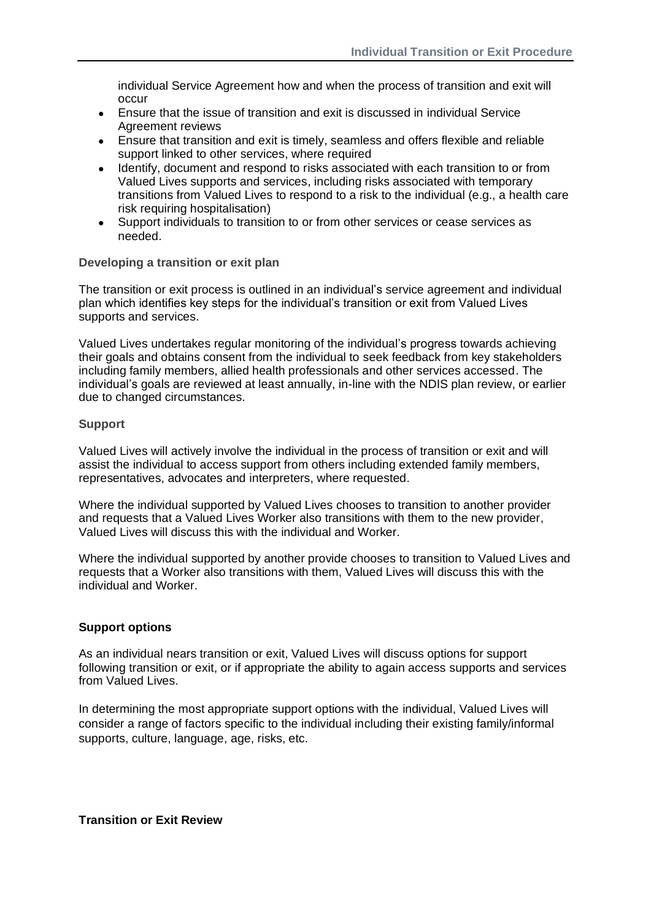individual Service Agreement how and when the process of transition and exit will occur

- Ensure that the issue of transition and exit is discussed in individual Service Agreement reviews
- Ensure that transition and exit is timely, seamless and offers flexible and reliable support linked to other services, where required
- Identify, document and respond to risks associated with each transition to or from Valued Lives supports and services, including risks associated with temporary transitions from Valued Lives to respond to a risk to the individual (e.g., a health care risk requiring hospitalisation)
- Support individuals to transition to or from other services or cease services as needed.

**Developing a transition or exit plan**

The transition or exit process is outlined in an individual's service agreement and individual plan which identifies key steps for the individual's transition or exit from Valued Lives supports and services.

Valued Lives undertakes regular monitoring of the individual's progress towards achieving their goals and obtains consent from the individual to seek feedback from key stakeholders including family members, allied health professionals and other services accessed. The individual's goals are reviewed at least annually, in-line with the NDIS plan review, or earlier due to changed circumstances.

**Support**

Valued Lives will actively involve the individual in the process of transition or exit and will assist the individual to access support from others including extended family members, representatives, advocates and interpreters, where requested.

Where the individual supported by Valued Lives chooses to transition to another provider and requests that a Valued Lives Worker also transitions with them to the new provider, Valued Lives will discuss this with the individual and Worker.

Where the individual supported by another provide chooses to transition to Valued Lives and requests that a Worker also transitions with them, Valued Lives will discuss this with the individual and Worker.

**Support options**

As an individual nears transition or exit, Valued Lives will discuss options for support following transition or exit, or if appropriate the ability to again access supports and services from Valued Lives.

In determining the most appropriate support options with the individual, Valued Lives will consider a range of factors specific to the individual including their existing family/informal supports, culture, language, age, risks, etc.

**Transition or Exit Review**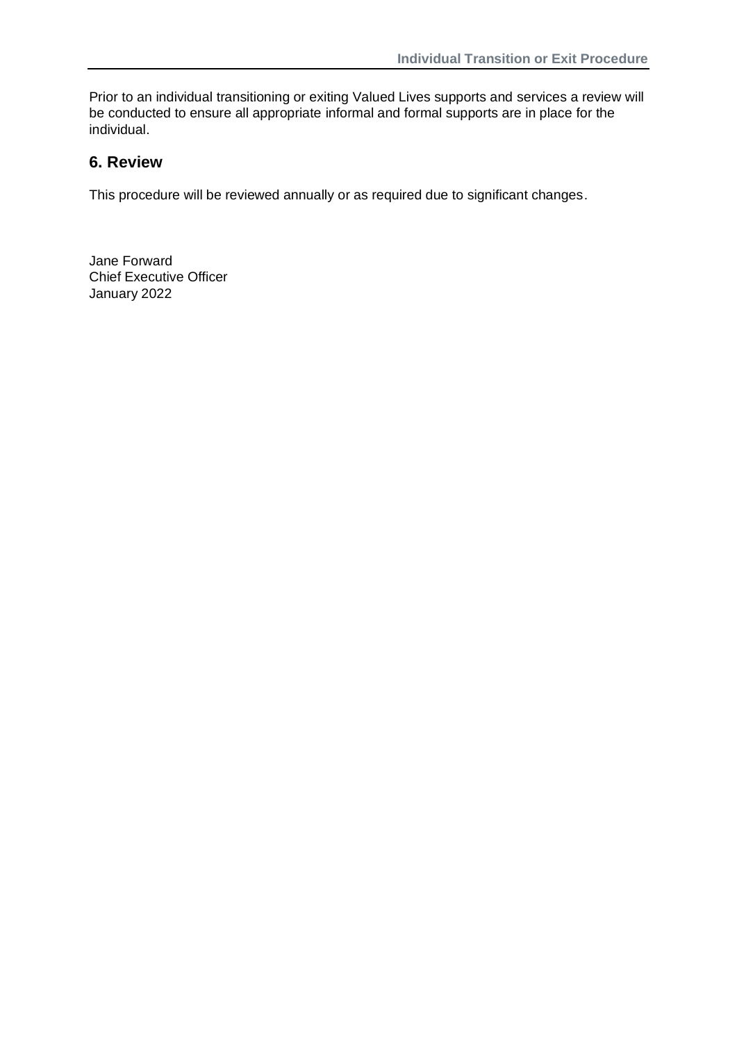Prior to an individual transitioning or exiting Valued Lives supports and services a review will be conducted to ensure all appropriate informal and formal supports are in place for the individual.

## 6. Review

This procedure will be reviewed annually or as required due to significant changes.

Jane Forward
Chief Executive Officer
January 2022